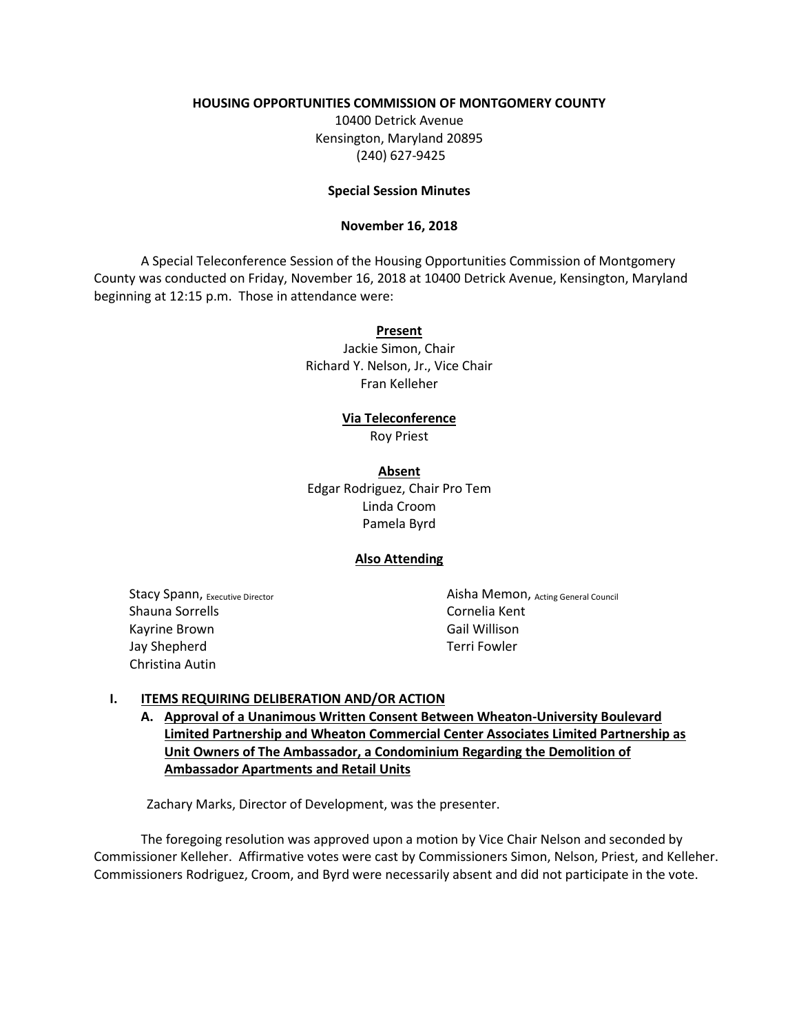**HOUSING OPPORTUNITIES COMMISSION OF MONTGOMERY COUNTY**

10400 Detrick Avenue
Kensington, Maryland 20895
(240) 627-9425

**Special Session Minutes**

**November 16, 2018**

A Special Teleconference Session of the Housing Opportunities Commission of Montgomery County was conducted on Friday, November 16, 2018 at 10400 Detrick Avenue, Kensington, Maryland beginning at 12:15 p.m. Those in attendance were:

**Present**

Jackie Simon, Chair
Richard Y. Nelson, Jr., Vice Chair
Fran Kelleher

**Via Teleconference**

Roy Priest

**Absent**

Edgar Rodriguez, Chair Pro Tem
Linda Croom
Pamela Byrd

**Also Attending**

Stacy Spann, Executive Director
Shauna Sorrells
Kayrine Brown
Jay Shepherd
Christina Autin
Aisha Memon, Acting General Council
Cornelia Kent
Gail Willison
Terri Fowler

**I. ITEMS REQUIRING DELIBERATION AND/OR ACTION**

**A. Approval of a Unanimous Written Consent Between Wheaton-University Boulevard Limited Partnership and Wheaton Commercial Center Associates Limited Partnership as Unit Owners of The Ambassador, a Condominium Regarding the Demolition of Ambassador Apartments and Retail Units**

Zachary Marks, Director of Development, was the presenter.

The foregoing resolution was approved upon a motion by Vice Chair Nelson and seconded by Commissioner Kelleher. Affirmative votes were cast by Commissioners Simon, Nelson, Priest, and Kelleher. Commissioners Rodriguez, Croom, and Byrd were necessarily absent and did not participate in the vote.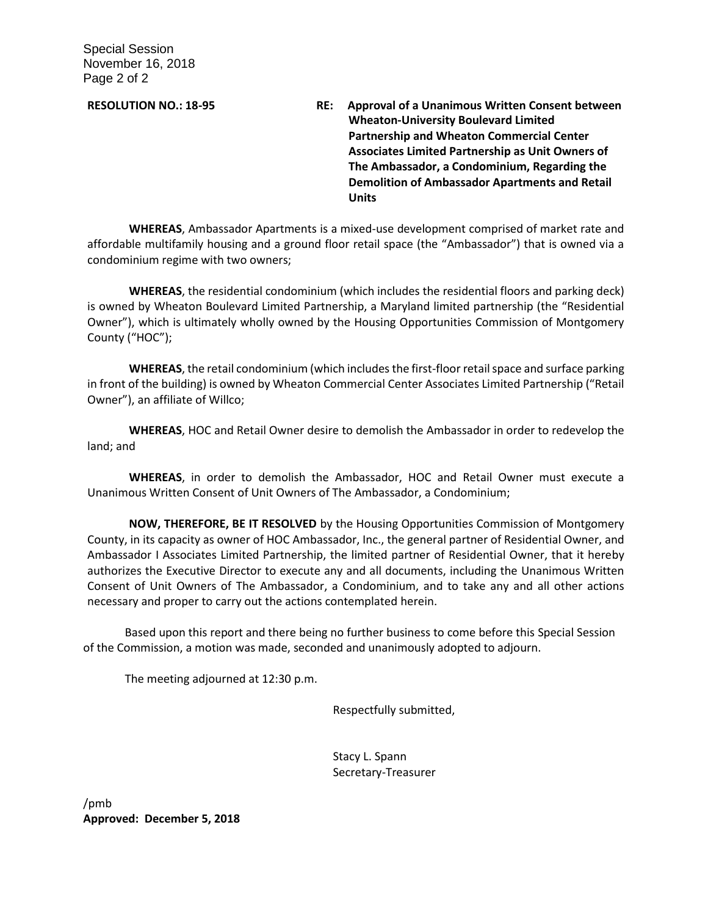**RESOLUTION NO.: 18-95**

**RE: Approval of a Unanimous Written Consent between Wheaton-University Boulevard Limited Partnership and Wheaton Commercial Center Associates Limited Partnership as Unit Owners of The Ambassador, a Condominium, Regarding the Demolition of Ambassador Apartments and Retail Units**

**WHEREAS**, Ambassador Apartments is a mixed-use development comprised of market rate and affordable multifamily housing and a ground floor retail space (the "Ambassador") that is owned via a condominium regime with two owners;

**WHEREAS**, the residential condominium (which includes the residential floors and parking deck) is owned by Wheaton Boulevard Limited Partnership, a Maryland limited partnership (the "Residential Owner"), which is ultimately wholly owned by the Housing Opportunities Commission of Montgomery County ("HOC");

**WHEREAS**, the retail condominium (which includes the first-floor retail space and surface parking in front of the building) is owned by Wheaton Commercial Center Associates Limited Partnership ("Retail Owner"), an affiliate of Willco;

**WHEREAS**, HOC and Retail Owner desire to demolish the Ambassador in order to redevelop the land; and

**WHEREAS**, in order to demolish the Ambassador, HOC and Retail Owner must execute a Unanimous Written Consent of Unit Owners of The Ambassador, a Condominium;

**NOW, THEREFORE, BE IT RESOLVED** by the Housing Opportunities Commission of Montgomery County, in its capacity as owner of HOC Ambassador, Inc., the general partner of Residential Owner, and Ambassador I Associates Limited Partnership, the limited partner of Residential Owner, that it hereby authorizes the Executive Director to execute any and all documents, including the Unanimous Written Consent of Unit Owners of The Ambassador, a Condominium, and to take any and all other actions necessary and proper to carry out the actions contemplated herein.

Based upon this report and there being no further business to come before this Special Session of the Commission, a motion was made, seconded and unanimously adopted to adjourn.

The meeting adjourned at 12:30 p.m.

Respectfully submitted,

Stacy L. Spann
Secretary-Treasurer

/pmb
**Approved: December 5, 2018**